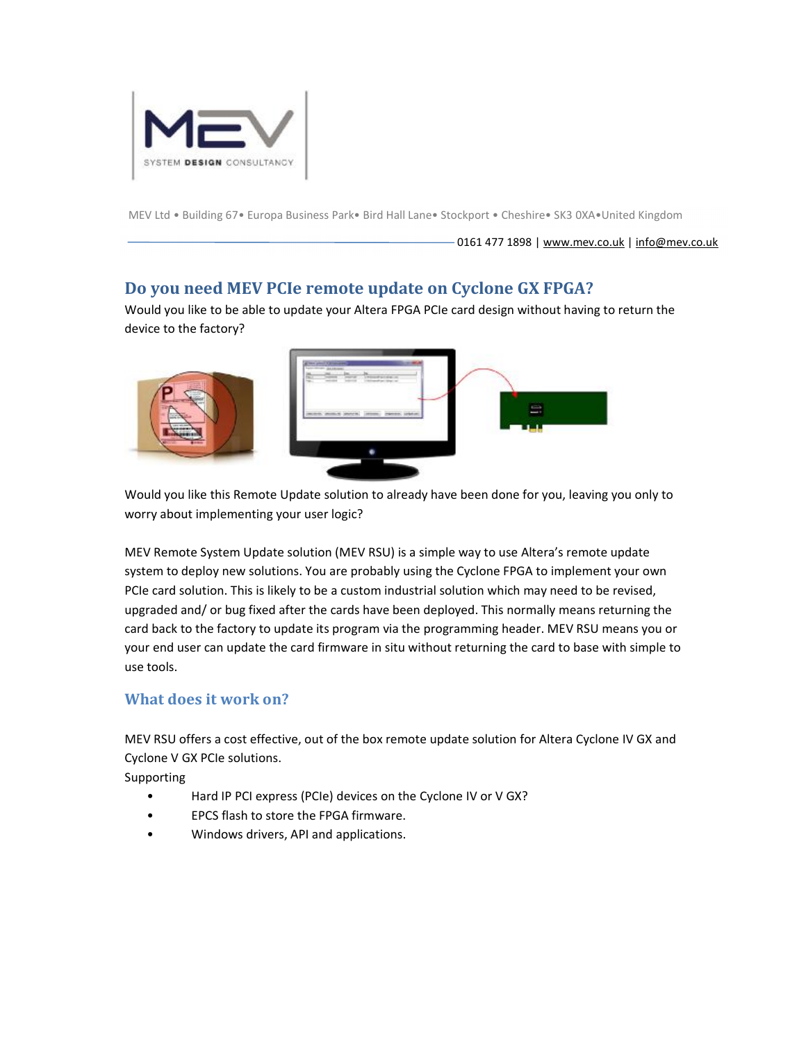MEV Ltd • Building 67• Europa Business Park• Bird Hall Lane• Stockport • Cheshire• SK3 0XA•United Kingdom

0161 477 1898 | www.mev.co.uk | info@mev.co.uk

## Do you need MEV PCIe remote update on Cyclone GX FPGA?

Would you like to be able to update your Altera FPGA PCIe card design without having to return the device to the factory?

Would you like this Remote Update solution to already have been done for you, leaving you only to worry about implementing your user logic?

MEV Remote System Update solution (MEV RSU) is a simple way to use Altera's remote update system to deploy new solutions. You are probably using the Cyclone FPGA to implement your own PCIe card solution. This is likely to be a custom industrial solution which may need to be revised, upgraded and/ or bug fixed after the cards have been deployed. This normally means returning the card back to the factory to update its program via the programming header. MEV RSU means you or your end user can update the card firmware in situ without returning the card to base with simple to use tools.

### What does it work on?

MEV RSU offers a cost effective, out of the box remote update solution for Altera Cyclone IV GX and Cyclone V GX PCIe solutions.

Supporting

- Hard IP PCI express (PCIe) devices on the Cyclone IV or V GX?
- EPCS flash to store the FPGA firmware.
- Windows drivers, API and applications.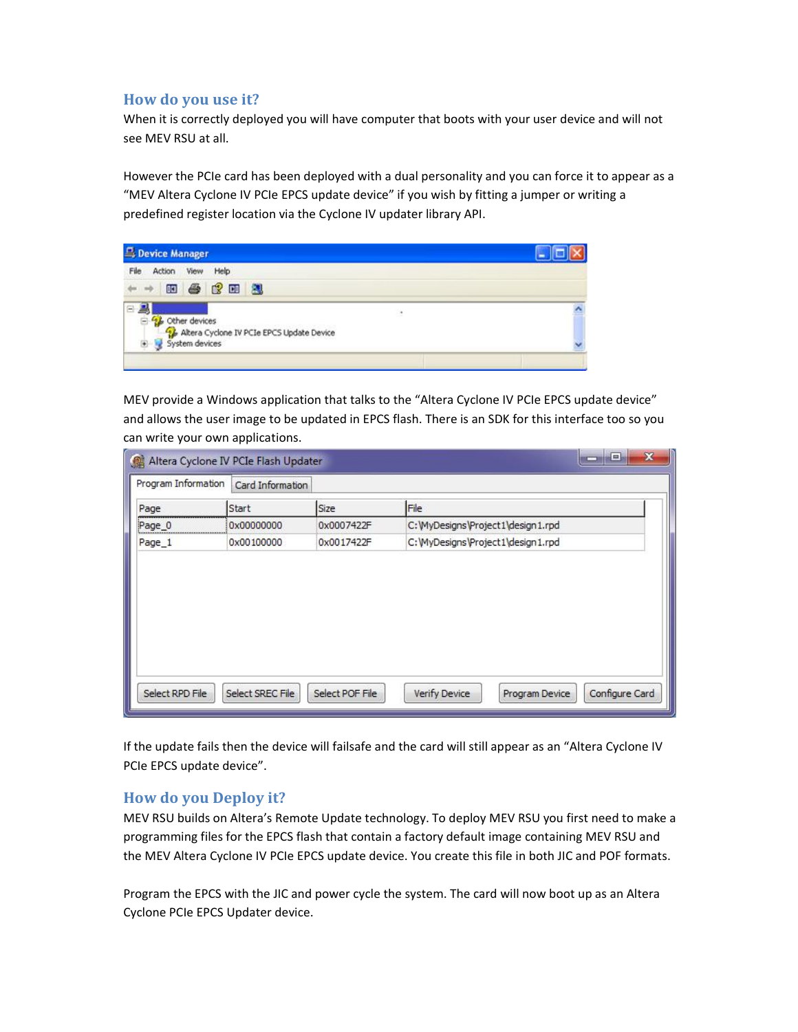## How do you use it?

When it is correctly deployed you will have computer that boots with your user device and will not see MEV RSU at all.

However the PCIe card has been deployed with a dual personality and you can force it to appear as a "MEV Altera Cyclone IV PCIe EPCS update device" if you wish by fitting a jumper or writing a predefined register location via the Cyclone IV updater library API.

MEV provide a Windows application that talks to the "Altera Cyclone IV PCIe EPCS update device" and allows the user image to be updated in EPCS flash. There is an SDK for this interface too so you can write your own applications.

If the update fails then the device will failsafe and the card will still appear as an "Altera Cyclone IV PCIe EPCS update device".

## How do you Deploy it?

MEV RSU builds on Altera's Remote Update technology. To deploy MEV RSU you first need to make a programming files for the EPCS flash that contain a factory default image containing MEV RSU and the MEV Altera Cyclone IV PCIe EPCS update device. You create this file in both JIC and POF formats.

Program the EPCS with the JIC and power cycle the system. The card will now boot up as an Altera Cyclone PCIe EPCS Updater device.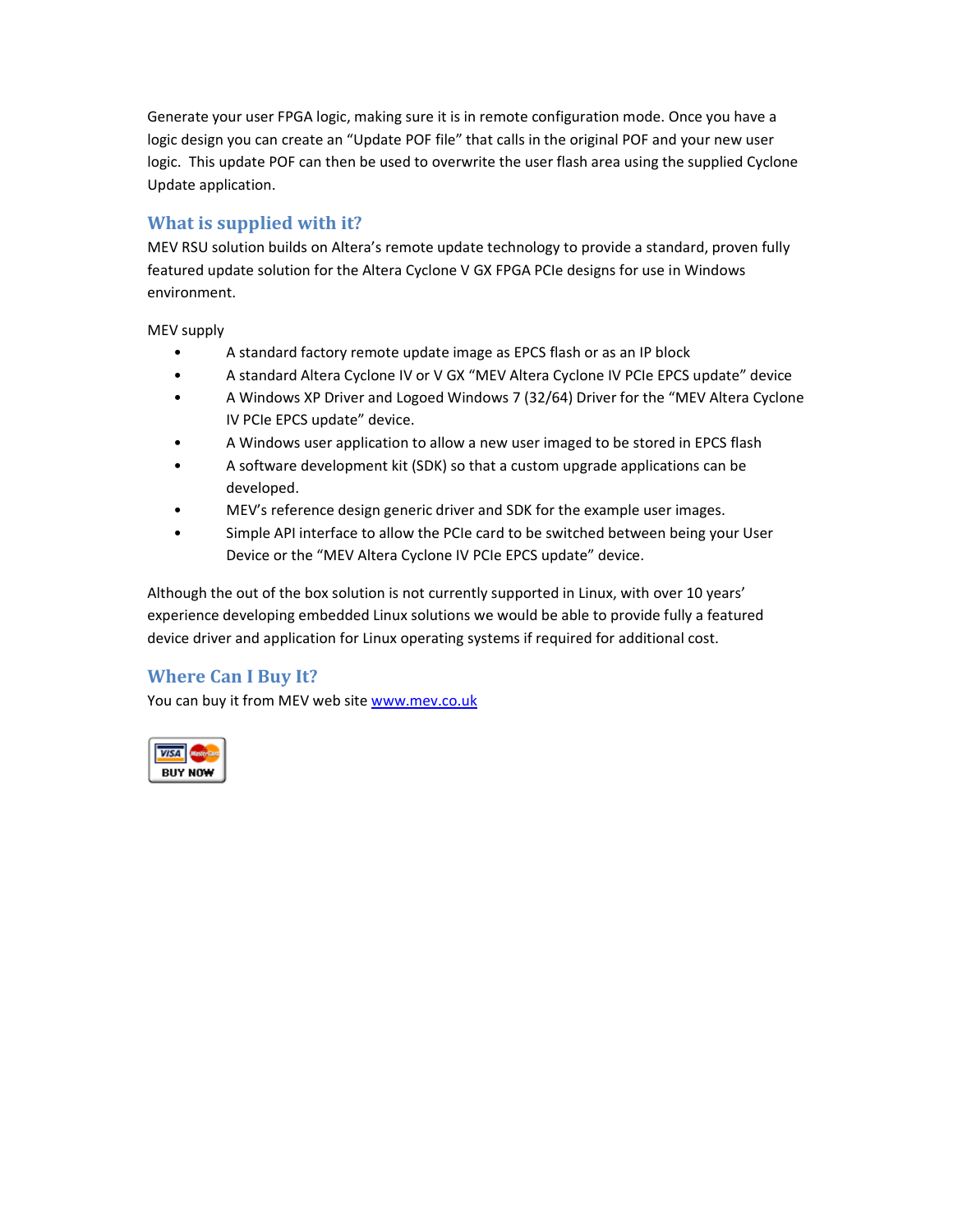Generate your user FPGA logic, making sure it is in remote configuration mode. Once you have a logic design you can create an "Update POF file" that calls in the original POF and your new user logic.  This update POF can then be used to overwrite the user flash area using the supplied Cyclone Update application.

## What is supplied with it?

MEV RSU solution builds on Altera's remote update technology to provide a standard, proven fully featured update solution for the Altera Cyclone V GX FPGA PCIe designs for use in Windows environment.

MEV supply

- A standard factory remote update image as EPCS flash or as an IP block
- A standard Altera Cyclone IV or V GX "MEV Altera Cyclone IV PCIe EPCS update" device
- A Windows XP Driver and Logoed Windows 7 (32/64) Driver for the "MEV Altera Cyclone IV PCIe EPCS update" device.
- A Windows user application to allow a new user imaged to be stored in EPCS flash
- A software development kit (SDK) so that a custom upgrade applications can be developed.
- MEV's reference design generic driver and SDK for the example user images.
- Simple API interface to allow the PCIe card to be switched between being your User Device or the "MEV Altera Cyclone IV PCIe EPCS update" device.

Although the out of the box solution is not currently supported in Linux, with over 10 years' experience developing embedded Linux solutions we would be able to provide fully a featured device driver and application for Linux operating systems if required for additional cost.

## Where Can I Buy It?

You can buy it from MEV web site www.mev.co.uk

BUY NOW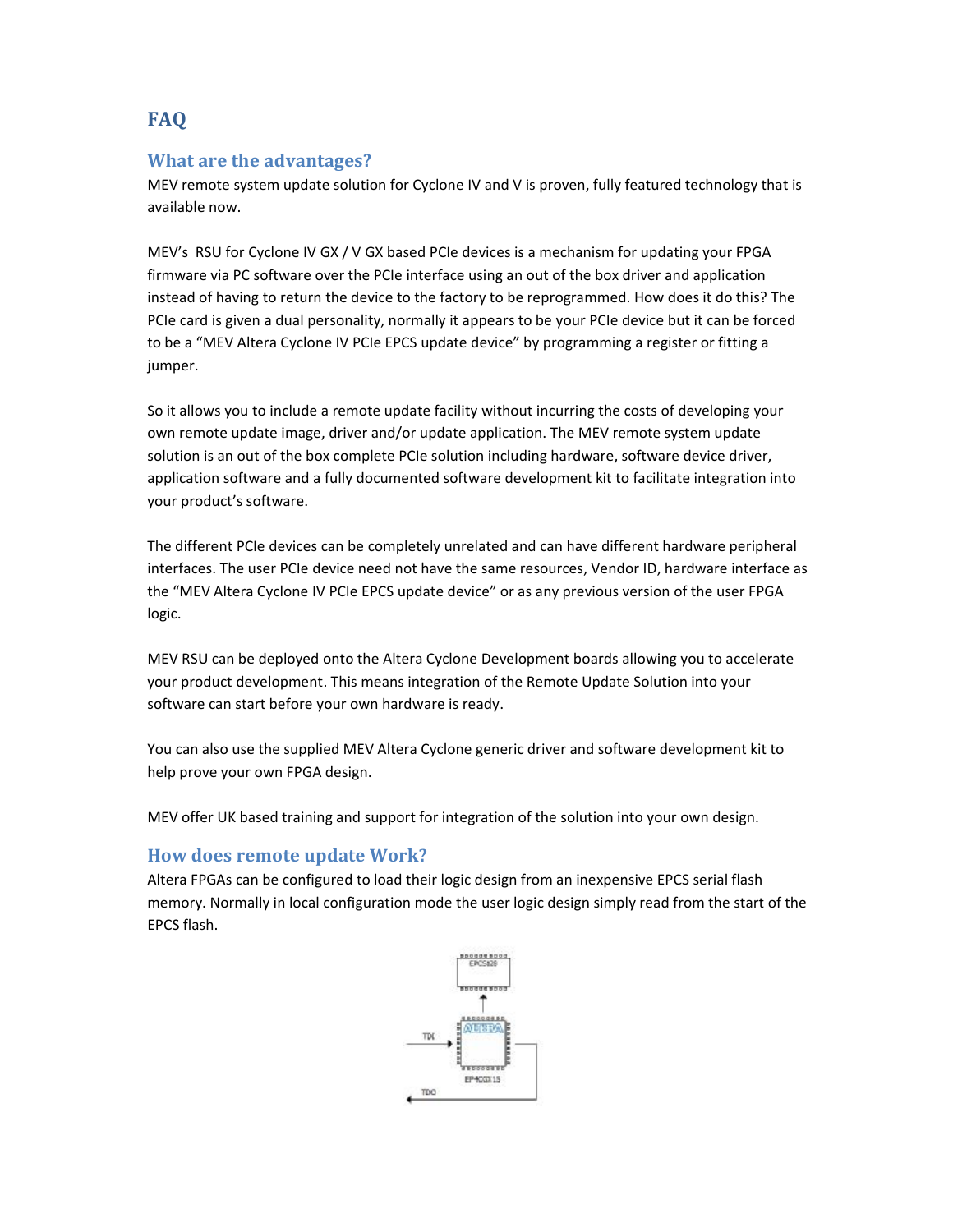## FAQ

### What are the advantages?

MEV remote system update solution for Cyclone IV and V is proven, fully featured technology that is available now.

MEV's RSU for Cyclone IV GX / V GX based PCIe devices is a mechanism for updating your FPGA firmware via PC software over the PCIe interface using an out of the box driver and application instead of having to return the device to the factory to be reprogrammed. How does it do this? The PCIe card is given a dual personality, normally it appears to be your PCIe device but it can be forced to be a "MEV Altera Cyclone IV PCIe EPCS update device" by programming a register or fitting a jumper.

So it allows you to include a remote update facility without incurring the costs of developing your own remote update image, driver and/or update application. The MEV remote system update solution is an out of the box complete PCIe solution including hardware, software device driver, application software and a fully documented software development kit to facilitate integration into your product's software.

The different PCIe devices can be completely unrelated and can have different hardware peripheral interfaces. The user PCIe device need not have the same resources, Vendor ID, hardware interface as the "MEV Altera Cyclone IV PCIe EPCS update device" or as any previous version of the user FPGA logic.

MEV RSU can be deployed onto the Altera Cyclone Development boards allowing you to accelerate your product development. This means integration of the Remote Update Solution into your software can start before your own hardware is ready.

You can also use the supplied MEV Altera Cyclone generic driver and software development kit to help prove your own FPGA design.

MEV offer UK based training and support for integration of the solution into your own design.

### How does remote update Work?

Altera FPGAs can be configured to load their logic design from an inexpensive EPCS serial flash memory. Normally in local configuration mode the user logic design simply read from the start of the EPCS flash.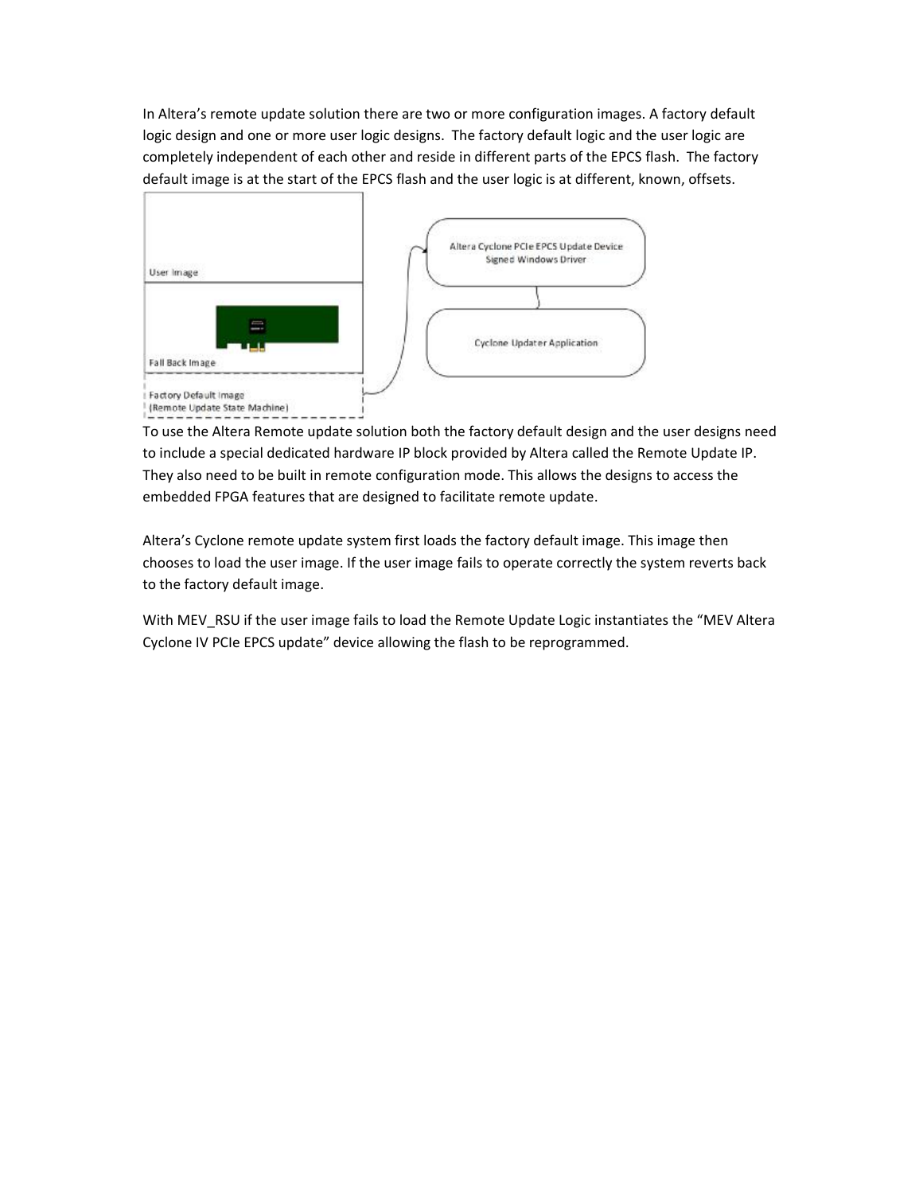In Altera's remote update solution there are two or more configuration images. A factory default logic design and one or more user logic designs. The factory default logic and the user logic are completely independent of each other and reside in different parts of the EPCS flash. The factory default image is at the start of the EPCS flash and the user logic is at different, known, offsets.

To use the Altera Remote update solution both the factory default design and the user designs need to include a special dedicated hardware IP block provided by Altera called the Remote Update IP. They also need to be built in remote configuration mode. This allows the designs to access the embedded FPGA features that are designed to facilitate remote update.

Altera's Cyclone remote update system first loads the factory default image. This image then chooses to load the user image. If the user image fails to operate correctly the system reverts back to the factory default image.

With MEV_RSU if the user image fails to load the Remote Update Logic instantiates the "MEV Altera Cyclone IV PCIe EPCS update" device allowing the flash to be reprogrammed.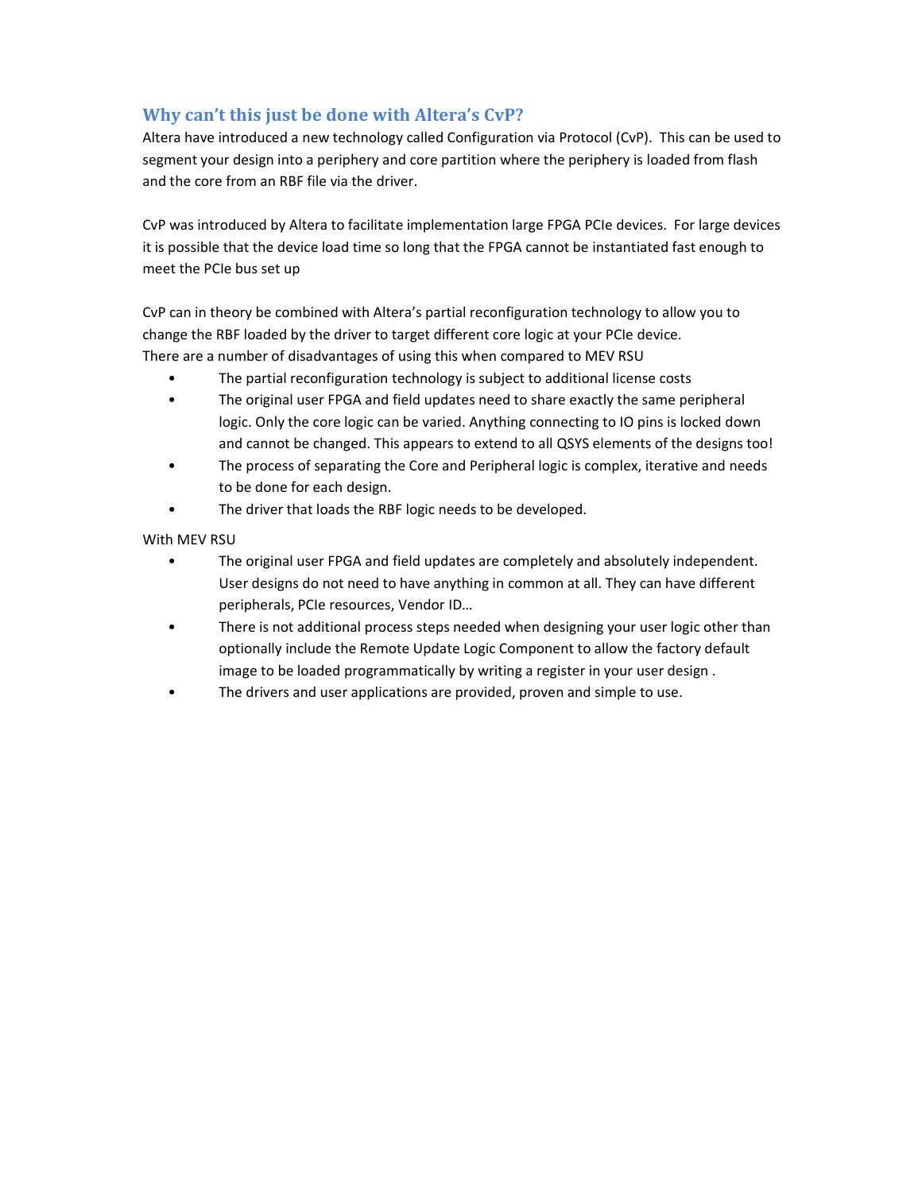## Why can't this just be done with Altera's CvP?

Altera have introduced a new technology called Configuration via Protocol (CvP). This can be used to segment your design into a periphery and core partition where the periphery is loaded from flash and the core from an RBF file via the driver.

CvP was introduced by Altera to facilitate implementation large FPGA PCIe devices. For large devices it is possible that the device load time so long that the FPGA cannot be instantiated fast enough to meet the PCIe bus set up

CvP can in theory be combined with Altera's partial reconfiguration technology to allow you to change the RBF loaded by the driver to target different core logic at your PCIe device.
There are a number of disadvantages of using this when compared to MEV RSU

- The partial reconfiguration technology is subject to additional license costs
- The original user FPGA and field updates need to share exactly the same peripheral logic. Only the core logic can be varied. Anything connecting to IO pins is locked down and cannot be changed. This appears to extend to all QSYS elements of the designs too!
- The process of separating the Core and Peripheral logic is complex, iterative and needs to be done for each design.
- The driver that loads the RBF logic needs to be developed.

With MEV RSU

- The original user FPGA and field updates are completely and absolutely independent. User designs do not need to have anything in common at all. They can have different peripherals, PCIe resources, Vendor ID…
- There is not additional process steps needed when designing your user logic other than optionally include the Remote Update Logic Component to allow the factory default image to be loaded programmatically by writing a register in your user design .
- The drivers and user applications are provided, proven and simple to use.